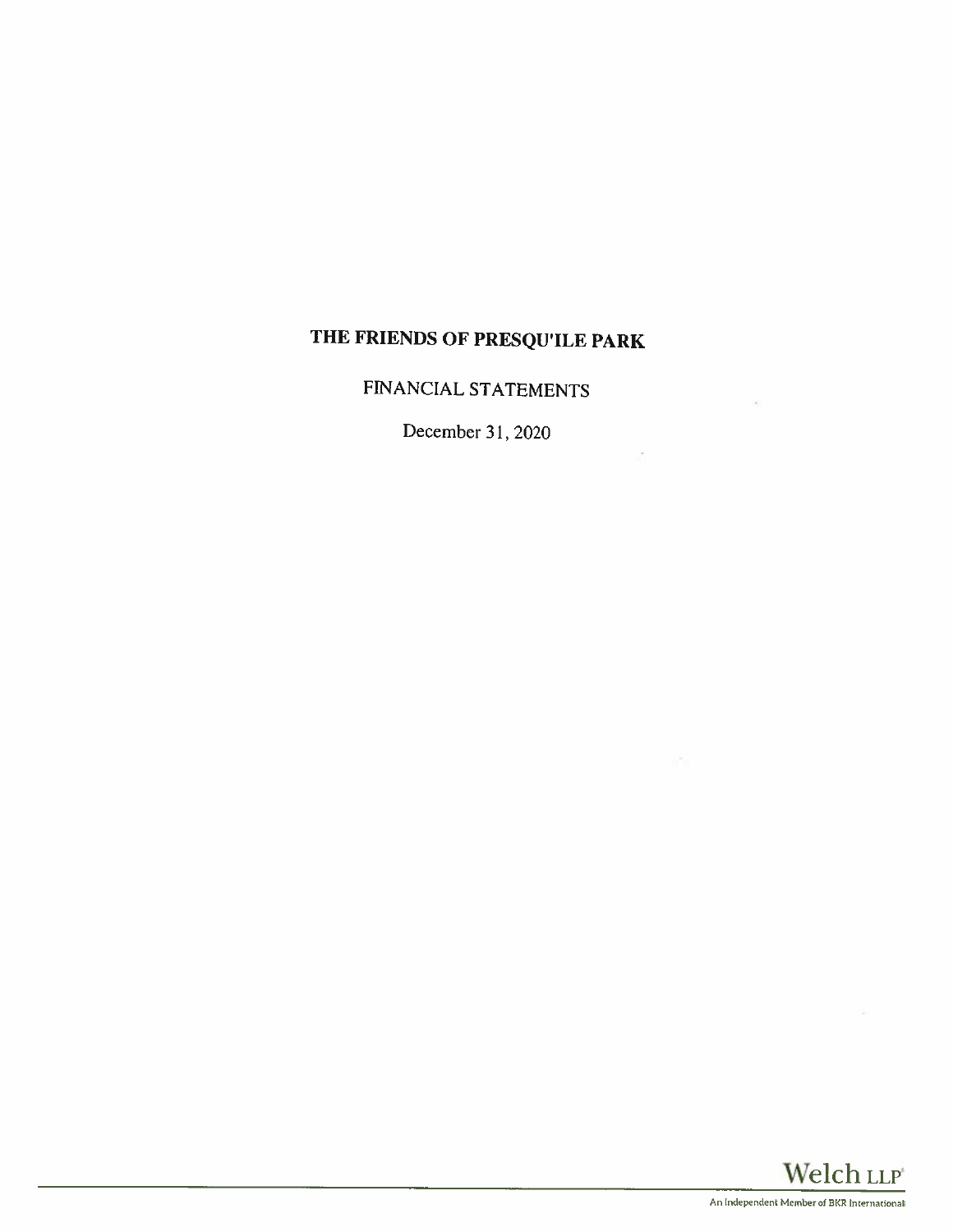# THE FRIENDS OF PRESQU'ILE PARK

FINANCIAL STATEMENTS

December 31, 2020

Welch LLP
An Independent Member of BKR International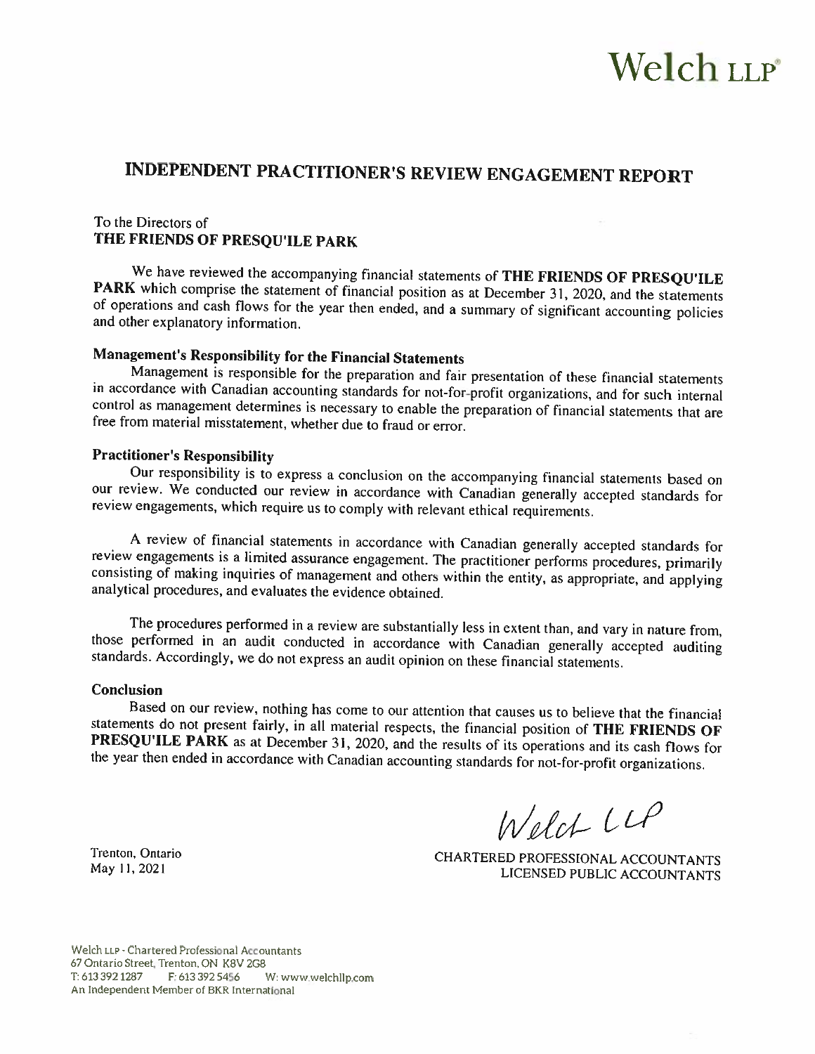# Welch LLP

## INDEPENDENT PRACTITIONER'S REVIEW ENGAGEMENT REPORT

To the Directors of
**THE FRIENDS OF PRESQU'ILE PARK**

We have reviewed the accompanying financial statements of **THE FRIENDS OF PRESQU'ILE PARK** which comprise the statement of financial position as at December 31, 2020, and the statements of operations and cash flows for the year then ended, and a summary of significant accounting policies and other explanatory information.

### Management's Responsibility for the Financial Statements

Management is responsible for the preparation and fair presentation of these financial statements in accordance with Canadian accounting standards for not-for-profit organizations, and for such internal control as management determines is necessary to enable the preparation of financial statements that are free from material misstatement, whether due to fraud or error.

### Practitioner's Responsibility

Our responsibility is to express a conclusion on the accompanying financial statements based on our review. We conducted our review in accordance with Canadian generally accepted standards for review engagements, which require us to comply with relevant ethical requirements.

A review of financial statements in accordance with Canadian generally accepted standards for review engagements is a limited assurance engagement. The practitioner performs procedures, primarily consisting of making inquiries of management and others within the entity, as appropriate, and applying analytical procedures, and evaluates the evidence obtained.

The procedures performed in a review are substantially less in extent than, and vary in nature from, those performed in an audit conducted in accordance with Canadian generally accepted auditing standards. Accordingly, we do not express an audit opinion on these financial statements.

### Conclusion

Based on our review, nothing has come to our attention that causes us to believe that the financial statements do not present fairly, in all material respects, the financial position of **THE FRIENDS OF PRESQU'ILE PARK** as at December 31, 2020, and the results of its operations and its cash flows for the year then ended in accordance with Canadian accounting standards for not-for-profit organizations.

Welch LLP

CHARTERED PROFESSIONAL ACCOUNTANTS
LICENSED PUBLIC ACCOUNTANTS

Trenton, Ontario
May 11, 2021

Welch LLP - Chartered Professional Accountants
67 Ontario Street, Trenton, ON K8V 2G8
T: 613 392 1287 F: 613 392 5456 W: www.welchllp.com
An Independent Member of BKR International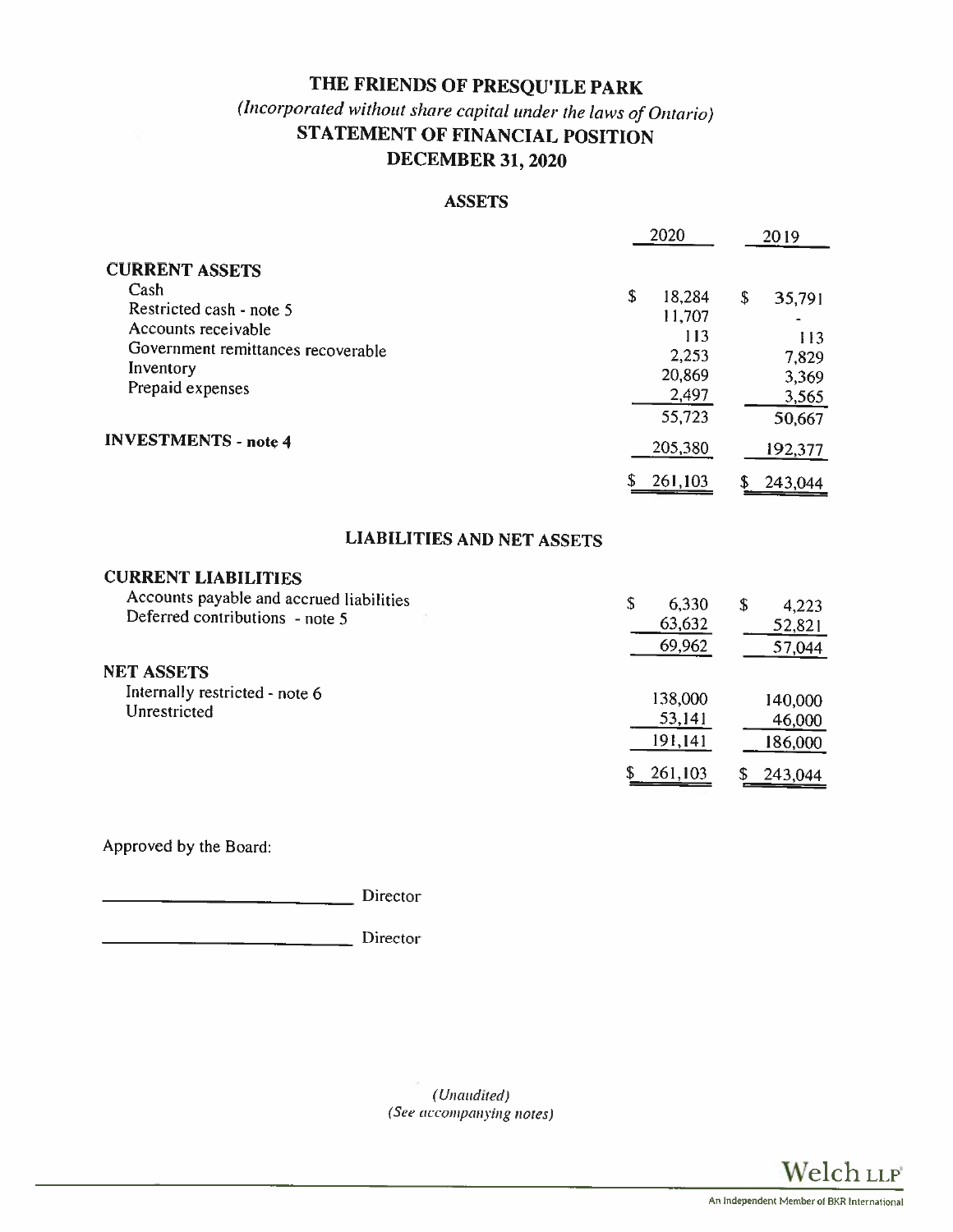# THE FRIENDS OF PRESQU'ILE PARK

*(Incorporated without share capital under the laws of Ontario)*

## STATEMENT OF FINANCIAL POSITION

## DECEMBER 31, 2020

### ASSETS

| | 2020 | 2019 |
|---|---|---|
| **CURRENT ASSETS** | | |
| Cash | $ 18,284 | $ 35,791 |
| Restricted cash - note 5 | 11,707 | - |
| Accounts receivable | 113 | 113 |
| Government remittances recoverable | 2,253 | 7,829 |
| Inventory | 20,869 | 3,369 |
| Prepaid expenses | 2,497 | 3,565 |
| | 55,723 | 50,667 |
| **INVESTMENTS - note 4** | 205,380 | 192,377 |
| | $ 261,103 | $ 243,044 |

### LIABILITIES AND NET ASSETS

| | 2020 | 2019 |
|---|---|---|
| **CURRENT LIABILITIES** | | |
| Accounts payable and accrued liabilities | $ 6,330 | $ 4,223 |
| Deferred contributions - note 5 | 63,632 | 52,821 |
| | 69,962 | 57,044 |
| **NET ASSETS** | | |
| Internally restricted - note 6 | 138,000 | 140,000 |
| Unrestricted | 53,141 | 46,000 |
| | 191,141 | 186,000 |
| | $ 261,103 | $ 243,044 |

Approved by the Board:

\_\_\_\_\_\_\_\_\_\_\_\_\_\_\_\_\_\_\_\_\_\_\_\_\_\_ Director

\_\_\_\_\_\_\_\_\_\_\_\_\_\_\_\_\_\_\_\_\_\_\_\_\_\_ Director

*(Unaudited)*
*(See accompanying notes)*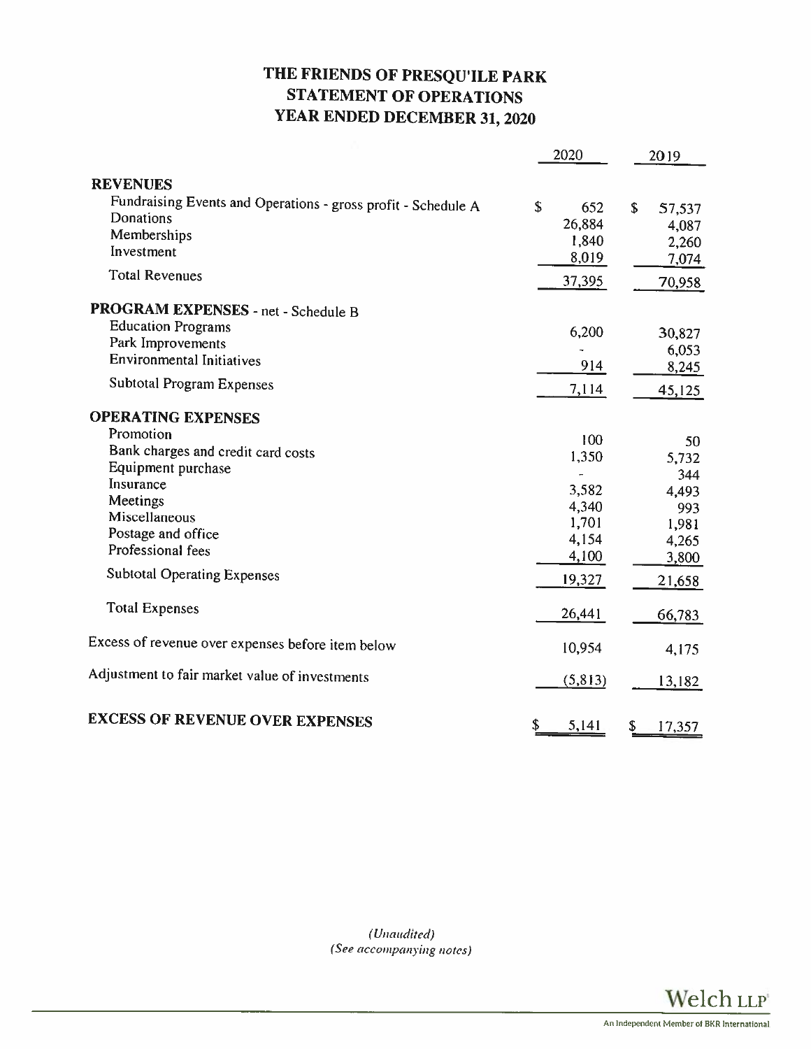# THE FRIENDS OF PRESQU'ILE PARK
# STATEMENT OF OPERATIONS
# YEAR ENDED DECEMBER 31, 2020

| | 2020 | 2019 |
|---|---|---|
| **REVENUES** | | |
| Fundraising Events and Operations - gross profit - Schedule A | $ 652 | $ 57,537 |
| Donations | 26,884 | 4,087 |
| Memberships | 1,840 | 2,260 |
| Investment | 8,019 | 7,074 |
| Total Revenues | 37,395 | 70,958 |
| **PROGRAM EXPENSES** - net - Schedule B | | |
| Education Programs | 6,200 | 30,827 |
| Park Improvements | - | 6,053 |
| Environmental Initiatives | 914 | 8,245 |
| Subtotal Program Expenses | 7,114 | 45,125 |
| **OPERATING EXPENSES** | | |
| Promotion | 100 | 50 |
| Bank charges and credit card costs | 1,350 | 5,732 |
| Equipment purchase | - | 344 |
| Insurance | 3,582 | 4,493 |
| Meetings | 4,340 | 993 |
| Miscellaneous | 1,701 | 1,981 |
| Postage and office | 4,154 | 4,265 |
| Professional fees | 4,100 | 3,800 |
| Subtotal Operating Expenses | 19,327 | 21,658 |
| Total Expenses | 26,441 | 66,783 |
| Excess of revenue over expenses before item below | 10,954 | 4,175 |
| Adjustment to fair market value of investments | (5,813) | 13,182 |
| **EXCESS OF REVENUE OVER EXPENSES** | $ 5,141 | $ 17,357 |

*(Unaudited)*
*(See accompanying notes)*

Welch LLP
An Independent Member of BKR International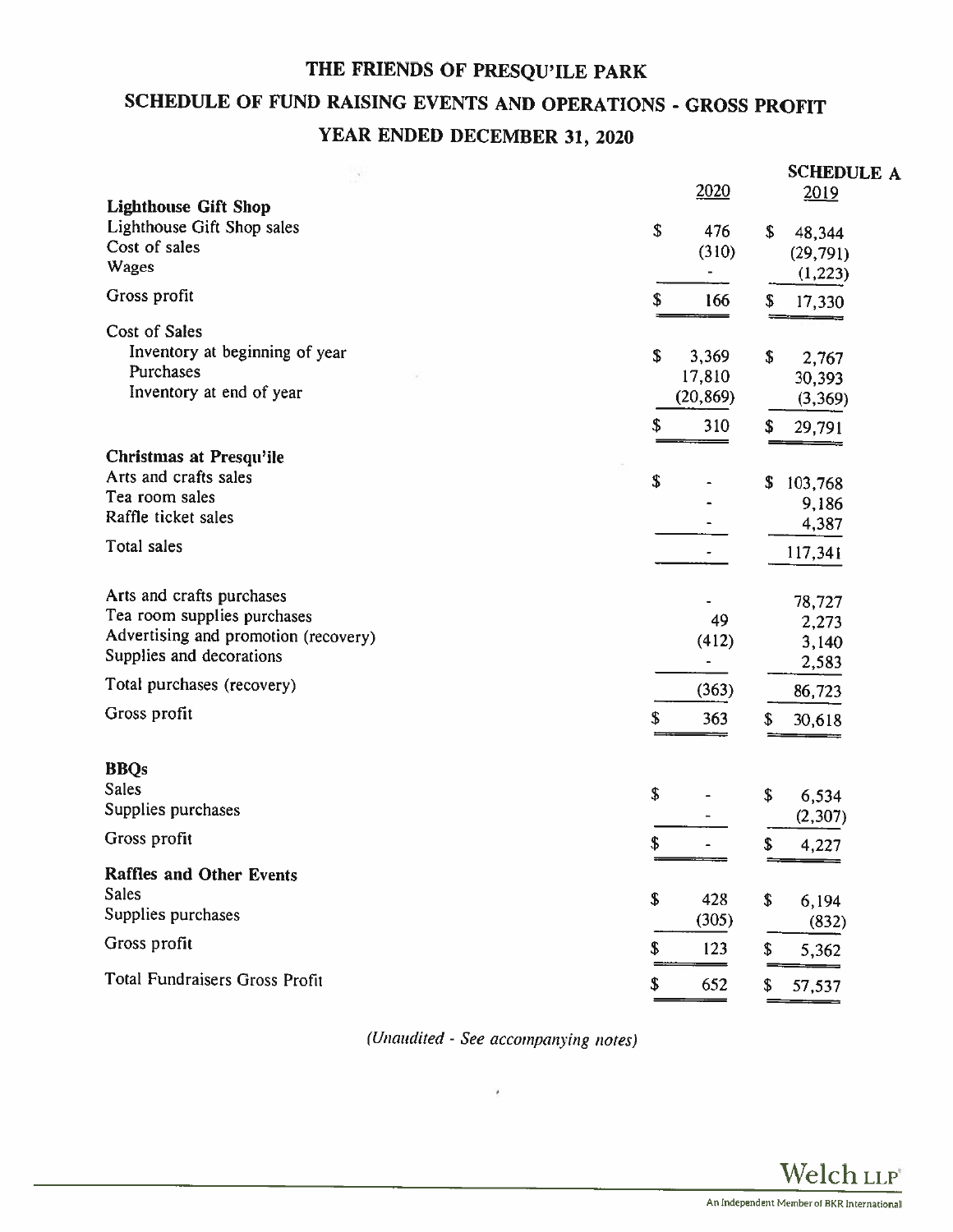# THE FRIENDS OF PRESQU'ILE PARK

## SCHEDULE OF FUND RAISING EVENTS AND OPERATIONS - GROSS PROFIT

## YEAR ENDED DECEMBER 31, 2020

**SCHEDULE A**

| | 2020 | 2019 |
|---|---|---|
| **Lighthouse Gift Shop** | | |
| Lighthouse Gift Shop sales | $ 476 | $ 48,344 |
| Cost of sales | (310) | (29,791) |
| Wages | - | (1,223) |
| Gross profit | $ 166 | $ 17,330 |
| Cost of Sales | | |
| Inventory at beginning of year | $ 3,369 | $ 2,767 |
| Purchases | 17,810 | 30,393 |
| Inventory at end of year | (20,869) | (3,369) |
| | $ 310 | $ 29,791 |
| **Christmas at Presqu'ile** | | |
| Arts and crafts sales | $ - | $ 103,768 |
| Tea room sales | - | 9,186 |
| Raffle ticket sales | - | 4,387 |
| Total sales | - | 117,341 |
| Arts and crafts purchases | - | 78,727 |
| Tea room supplies purchases | 49 | 2,273 |
| Advertising and promotion (recovery) | (412) | 3,140 |
| Supplies and decorations | - | 2,583 |
| Total purchases (recovery) | (363) | 86,723 |
| Gross profit | $ 363 | $ 30,618 |
| **BBQs** | | |
| Sales | $ - | $ 6,534 |
| Supplies purchases | - | (2,307) |
| Gross profit | $ - | $ 4,227 |
| **Raffles and Other Events** | | |
| Sales | $ 428 | $ 6,194 |
| Supplies purchases | (305) | (832) |
| Gross profit | $ 123 | $ 5,362 |
| Total Fundraisers Gross Profit | $ 652 | $ 57,537 |

*(Unaudited - See accompanying notes)*

Welch LLP
An Independent Member of BKR International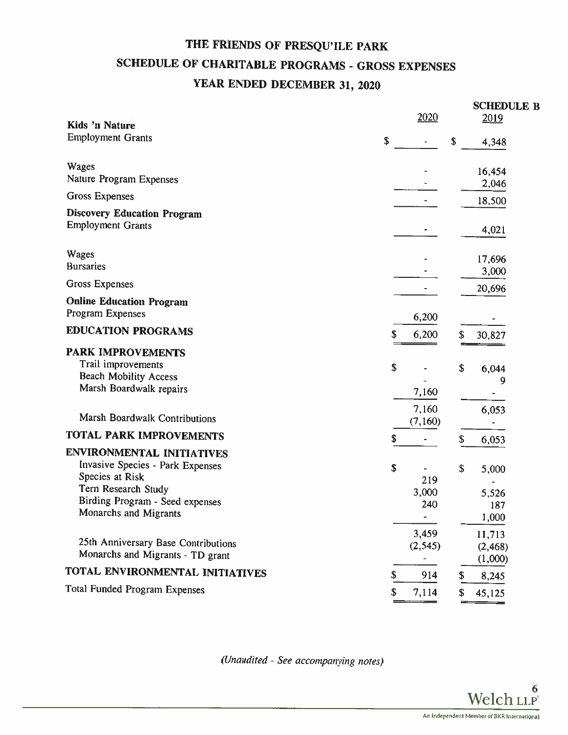# THE FRIENDS OF PRESQU'ILE PARK

## SCHEDULE OF CHARITABLE PROGRAMS - GROSS EXPENSES

## YEAR ENDED DECEMBER 31, 2020

**SCHEDULE B**

| | 2020 | 2019 |
|---|---|---|
| **Kids 'n Nature** | | |
| Employment Grants | $ - | $ 4,348 |
| | | |
| Wages | - | 16,454 |
| Nature Program Expenses | - | 2,046 |
| Gross Expenses | - | 18,500 |
| **Discovery Education Program** | | |
| Employment Grants | - | 4,021 |
| | | |
| Wages | - | 17,696 |
| Bursaries | - | 3,000 |
| Gross Expenses | - | 20,696 |
| **Online Education Program** | | |
| Program Expenses | 6,200 | - |
| **EDUCATION PROGRAMS** | $ 6,200 | $ 30,827 |
| **PARK IMPROVEMENTS** | | |
| Trail improvements | $ - | $ 6,044 |
| Beach Mobility Access | - | 9 |
| Marsh Boardwalk repairs | 7,160 | - |
| | 7,160 | 6,053 |
| Marsh Boardwalk Contributions | (7,160) | - |
| **TOTAL PARK IMPROVEMENTS** | $ - | $ 6,053 |
| **ENVIRONMENTAL INITIATIVES** | | |
| Invasive Species - Park Expenses | $ - | $ 5,000 |
| Species at Risk | 219 | - |
| Tern Research Study | 3,000 | 5,526 |
| Birding Program - Seed expenses | 240 | 187 |
| Monarchs and Migrants | - | 1,000 |
| | 3,459 | 11,713 |
| 25th Anniversary Base Contributions | (2,545) | (2,468) |
| Monarchs and Migrants - TD grant | - | (1,000) |
| **TOTAL ENVIRONMENTAL INITIATIVES** | $ 914 | $ 8,245 |
| Total Funded Program Expenses | $ 7,114 | $ 45,125 |

*(Unaudited - See accompanying notes)*

Welch LLP
An Independent Member of BKR International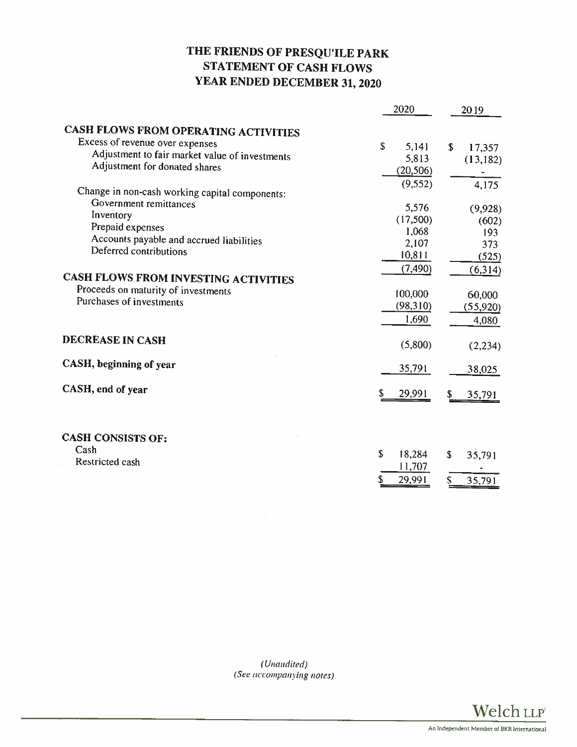# THE FRIENDS OF PRESQU'ILE PARK
## STATEMENT OF CASH FLOWS
## YEAR ENDED DECEMBER 31, 2020

| | 2020 | 2019 |
|---|---|---|
| **CASH FLOWS FROM OPERATING ACTIVITIES** | | |
| Excess of revenue over expenses | $ 5,141 | $ 17,357 |
| Adjustment to fair market value of investments | 5,813 | (13,182) |
| Adjustment for donated shares | (20,506) | - |
| | (9,552) | 4,175 |
| Change in non-cash working capital components: | | |
| Government remittances | 5,576 | (9,928) |
| Inventory | (17,500) | (602) |
| Prepaid expenses | 1,068 | 193 |
| Accounts payable and accrued liabilities | 2,107 | 373 |
| Deferred contributions | 10,811 | (525) |
| | (7,490) | (6,314) |
| **CASH FLOWS FROM INVESTING ACTIVITIES** | | |
| Proceeds on maturity of investments | 100,000 | 60,000 |
| Purchases of investments | (98,310) | (55,920) |
| | 1,690 | 4,080 |
| **DECREASE IN CASH** | (5,800) | (2,234) |
| **CASH, beginning of year** | 35,791 | 38,025 |
| **CASH, end of year** | $ 29,991 | $ 35,791 |

| | 2020 | 2019 |
|---|---|---|
| **CASH CONSISTS OF:** | | |
| Cash | $ 18,284 | $ 35,791 |
| Restricted cash | 11,707 | - |
| | $ 29,991 | $ 35,791 |

*(Unaudited)*
*(See accompanying notes)*

Welch LLP
An Independent Member of BKR International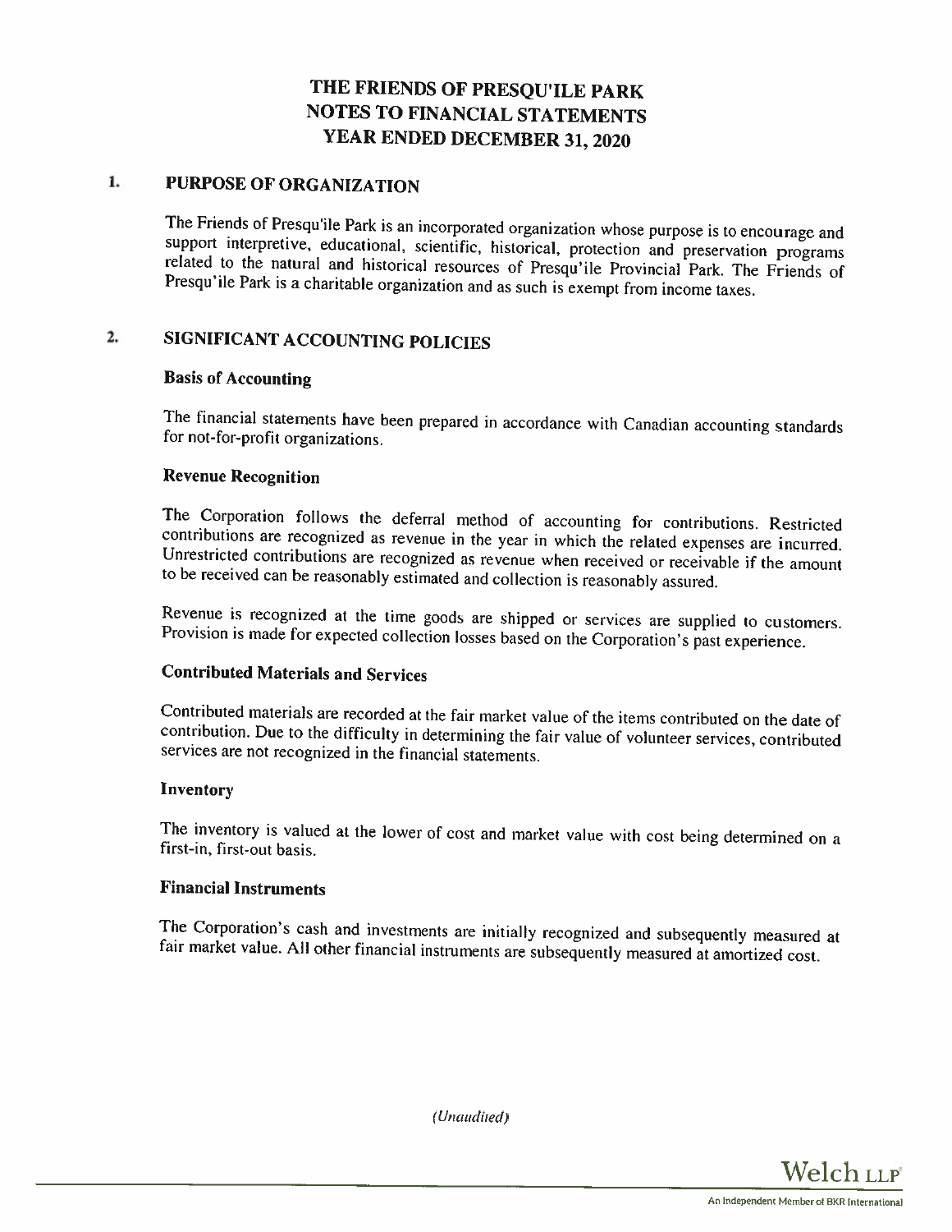# THE FRIENDS OF PRESQU'ILE PARK
# NOTES TO FINANCIAL STATEMENTS
# YEAR ENDED DECEMBER 31, 2020

## 1. PURPOSE OF ORGANIZATION

The Friends of Presqu'ile Park is an incorporated organization whose purpose is to encourage and support interpretive, educational, scientific, historical, protection and preservation programs related to the natural and historical resources of Presqu'ile Provincial Park. The Friends of Presqu'ile Park is a charitable organization and as such is exempt from income taxes.

## 2. SIGNIFICANT ACCOUNTING POLICIES

### Basis of Accounting

The financial statements have been prepared in accordance with Canadian accounting standards for not-for-profit organizations.

### Revenue Recognition

The Corporation follows the deferral method of accounting for contributions. Restricted contributions are recognized as revenue in the year in which the related expenses are incurred. Unrestricted contributions are recognized as revenue when received or receivable if the amount to be received can be reasonably estimated and collection is reasonably assured.

Revenue is recognized at the time goods are shipped or services are supplied to customers. Provision is made for expected collection losses based on the Corporation's past experience.

### Contributed Materials and Services

Contributed materials are recorded at the fair market value of the items contributed on the date of contribution. Due to the difficulty in determining the fair value of volunteer services, contributed services are not recognized in the financial statements.

### Inventory

The inventory is valued at the lower of cost and market value with cost being determined on a first-in, first-out basis.

### Financial Instruments

The Corporation's cash and investments are initially recognized and subsequently measured at fair market value. All other financial instruments are subsequently measured at amortized cost.

*(Unaudited)*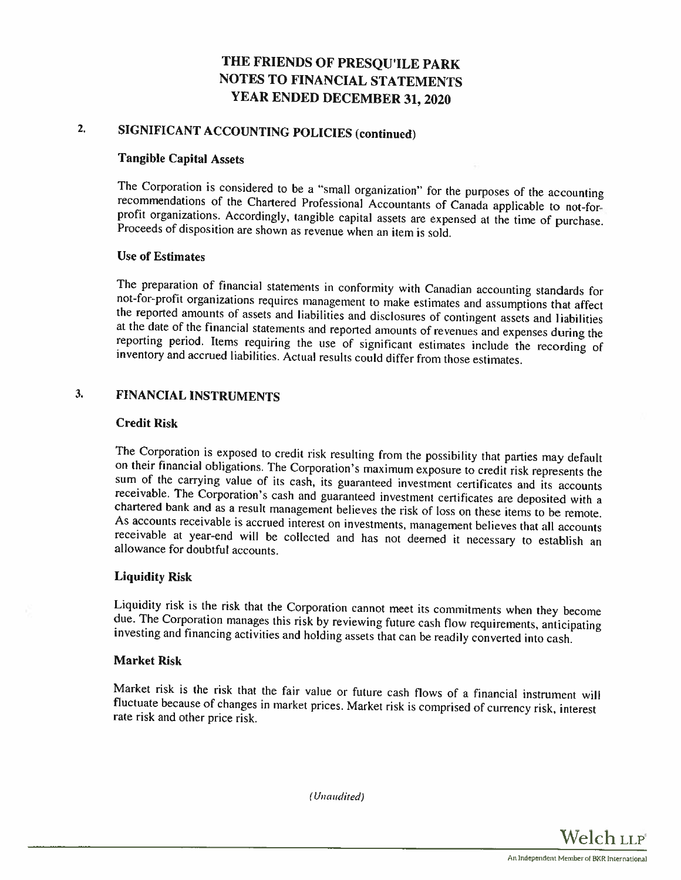# THE FRIENDS OF PRESQU'ILE PARK
# NOTES TO FINANCIAL STATEMENTS
# YEAR ENDED DECEMBER 31, 2020

## 2. SIGNIFICANT ACCOUNTING POLICIES (continued)

### Tangible Capital Assets

The Corporation is considered to be a "small organization" for the purposes of the accounting recommendations of the Chartered Professional Accountants of Canada applicable to not-for-profit organizations. Accordingly, tangible capital assets are expensed at the time of purchase. Proceeds of disposition are shown as revenue when an item is sold.

### Use of Estimates

The preparation of financial statements in conformity with Canadian accounting standards for not-for-profit organizations requires management to make estimates and assumptions that affect the reported amounts of assets and liabilities and disclosures of contingent assets and liabilities at the date of the financial statements and reported amounts of revenues and expenses during the reporting period. Items requiring the use of significant estimates include the recording of inventory and accrued liabilities. Actual results could differ from those estimates.

## 3. FINANCIAL INSTRUMENTS

### Credit Risk

The Corporation is exposed to credit risk resulting from the possibility that parties may default on their financial obligations. The Corporation's maximum exposure to credit risk represents the sum of the carrying value of its cash, its guaranteed investment certificates and its accounts receivable. The Corporation's cash and guaranteed investment certificates are deposited with a chartered bank and as a result management believes the risk of loss on these items to be remote. As accounts receivable is accrued interest on investments, management believes that all accounts receivable at year-end will be collected and has not deemed it necessary to establish an allowance for doubtful accounts.

### Liquidity Risk

Liquidity risk is the risk that the Corporation cannot meet its commitments when they become due. The Corporation manages this risk by reviewing future cash flow requirements, anticipating investing and financing activities and holding assets that can be readily converted into cash.

### Market Risk

Market risk is the risk that the fair value or future cash flows of a financial instrument will fluctuate because of changes in market prices. Market risk is comprised of currency risk, interest rate risk and other price risk.

*(Unaudited)*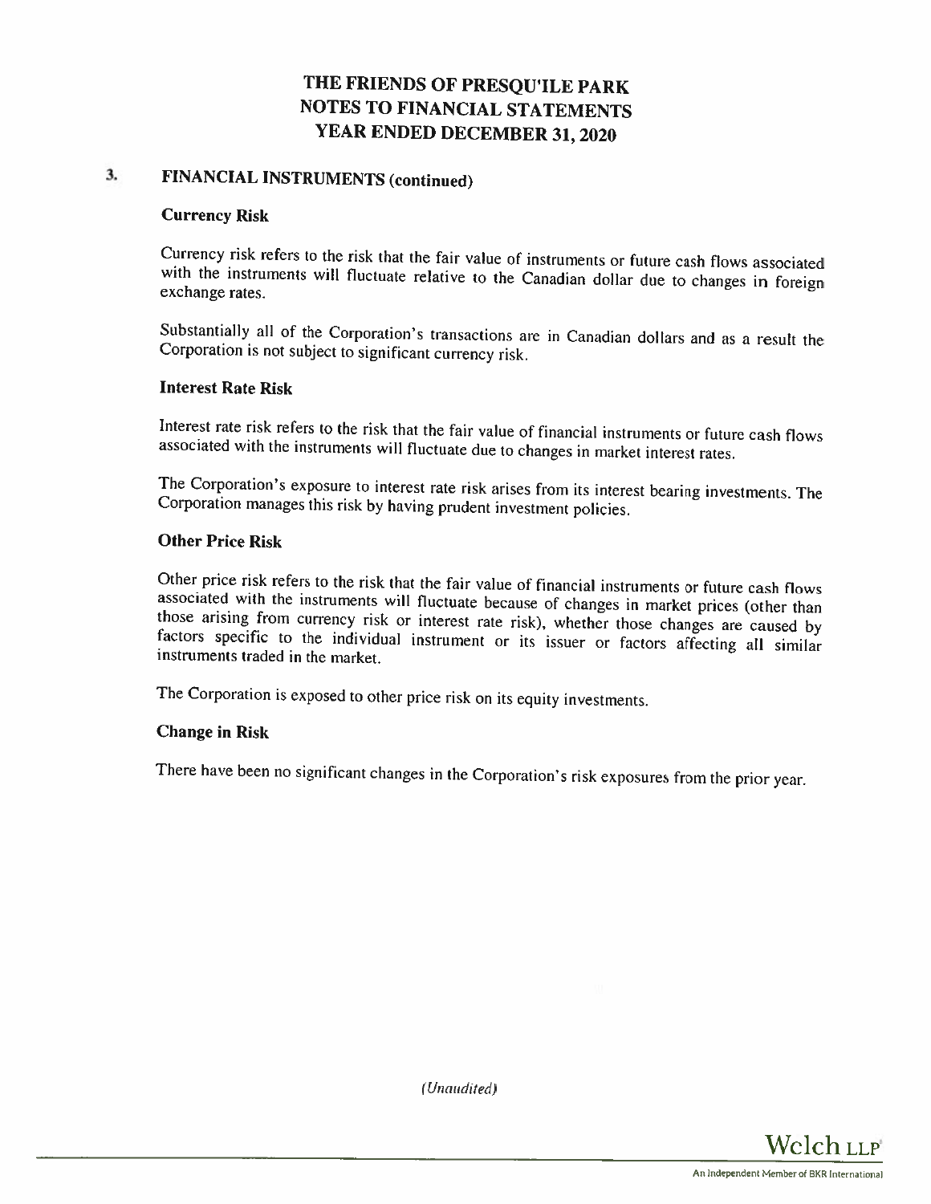# THE FRIENDS OF PRESQU'ILE PARK
# NOTES TO FINANCIAL STATEMENTS
# YEAR ENDED DECEMBER 31, 2020

## 3. FINANCIAL INSTRUMENTS (continued)

### Currency Risk

Currency risk refers to the risk that the fair value of instruments or future cash flows associated with the instruments will fluctuate relative to the Canadian dollar due to changes in foreign exchange rates.

Substantially all of the Corporation's transactions are in Canadian dollars and as a result the Corporation is not subject to significant currency risk.

### Interest Rate Risk

Interest rate risk refers to the risk that the fair value of financial instruments or future cash flows associated with the instruments will fluctuate due to changes in market interest rates.

The Corporation's exposure to interest rate risk arises from its interest bearing investments. The Corporation manages this risk by having prudent investment policies.

### Other Price Risk

Other price risk refers to the risk that the fair value of financial instruments or future cash flows associated with the instruments will fluctuate because of changes in market prices (other than those arising from currency risk or interest rate risk), whether those changes are caused by factors specific to the individual instrument or its issuer or factors affecting all similar instruments traded in the market.

The Corporation is exposed to other price risk on its equity investments.

### Change in Risk

There have been no significant changes in the Corporation's risk exposures from the prior year.

*(Unaudited)*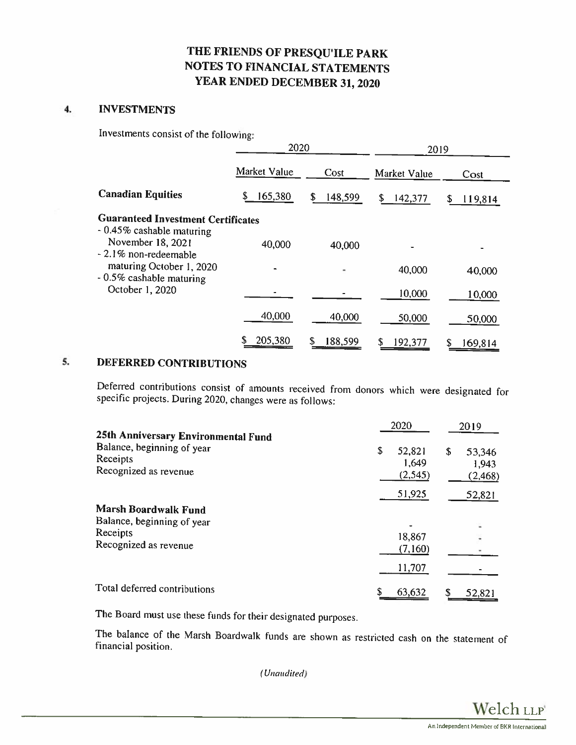# THE FRIENDS OF PRESQU'ILE PARK
# NOTES TO FINANCIAL STATEMENTS
# YEAR ENDED DECEMBER 31, 2020

## 4. INVESTMENTS

Investments consist of the following:

| | 2020 | | 2019 | |
|---|---|---|---|---|
| | Market Value | Cost | Market Value | Cost |
| **Canadian Equities** | $ 165,380 | $ 148,599 | $ 142,377 | $ 119,814 |
| **Guaranteed Investment Certificates** | | | | |
| - 0.45% cashable maturing November 18, 2021 | 40,000 | 40,000 | - | - |
| - 2.1% non-redeemable maturing October 1, 2020 | - | - | 40,000 | 40,000 |
| - 0.5% cashable maturing October 1, 2020 | - | - | 10,000 | 10,000 |
| | 40,000 | 40,000 | 50,000 | 50,000 |
| | $ 205,380 | $ 188,599 | $ 192,377 | $ 169,814 |

## 5. DEFERRED CONTRIBUTIONS

Deferred contributions consist of amounts received from donors which were designated for specific projects. During 2020, changes were as follows:

| | 2020 | 2019 |
|---|---|---|
| **25th Anniversary Environmental Fund** | | |
| Balance, beginning of year | $ 52,821 | $ 53,346 |
| Receipts | 1,649 | 1,943 |
| Recognized as revenue | (2,545) | (2,468) |
| | 51,925 | 52,821 |
| **Marsh Boardwalk Fund** | | |
| Balance, beginning of year | - | - |
| Receipts | 18,867 | - |
| Recognized as revenue | (7,160) | - |
| | 11,707 | - |
| Total deferred contributions | $ 63,632 | $ 52,821 |

The Board must use these funds for their designated purposes.

The balance of the Marsh Boardwalk funds are shown as restricted cash on the statement of financial position.

*(Unaudited)*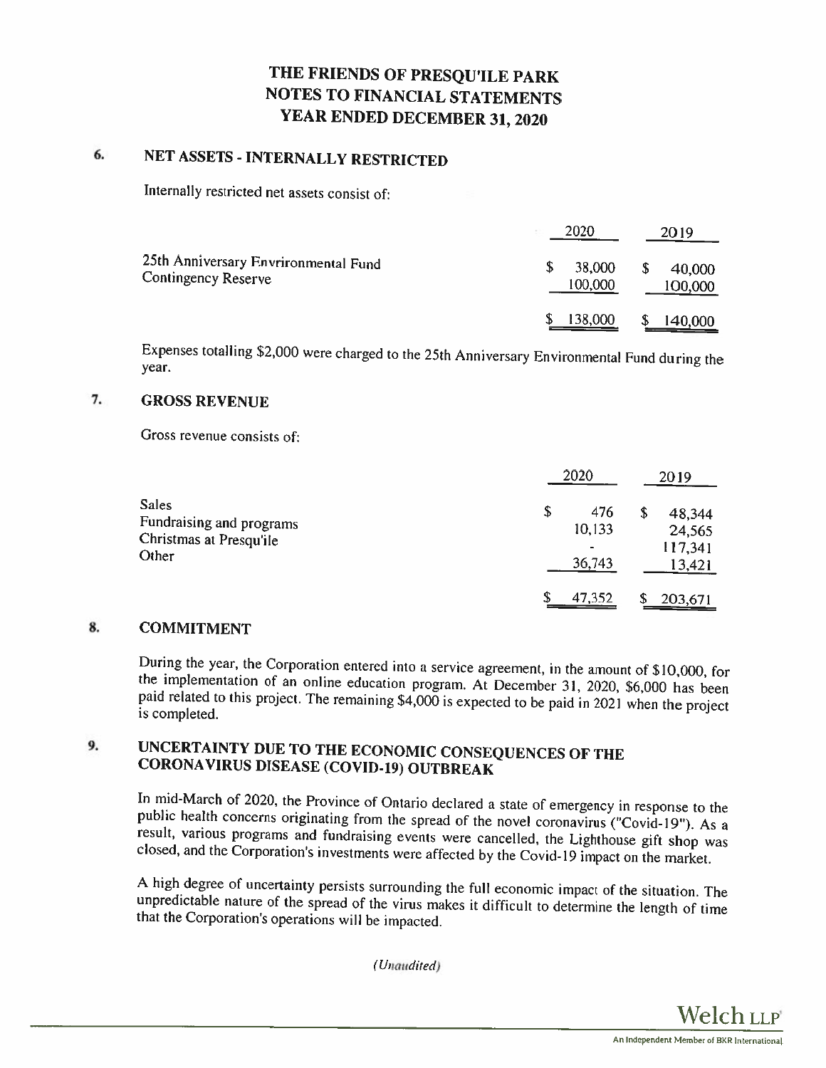# THE FRIENDS OF PRESQU'ILE PARK
# NOTES TO FINANCIAL STATEMENTS
# YEAR ENDED DECEMBER 31, 2020

## 6. NET ASSETS - INTERNALLY RESTRICTED

Internally restricted net assets consist of:

| | 2020 | 2019 |
|---|---|---|
| 25th Anniversary Envrironmental Fund | $ 38,000 | $ 40,000 |
| Contingency Reserve | 100,000 | 100,000 |
| | $ 138,000 | $ 140,000 |

Expenses totalling $2,000 were charged to the 25th Anniversary Environmental Fund during the year.

## 7. GROSS REVENUE

Gross revenue consists of:

| | 2020 | 2019 |
|---|---|---|
| Sales | $ 476 | $ 48,344 |
| Fundraising and programs | 10,133 | 24,565 |
| Christmas at Presqu'ile | - | 117,341 |
| Other | 36,743 | 13,421 |
| | $ 47,352 | $ 203,671 |

## 8. COMMITMENT

During the year, the Corporation entered into a service agreement, in the amount of $10,000, for the implementation of an online education program. At December 31, 2020, $6,000 has been paid related to this project. The remaining $4,000 is expected to be paid in 2021 when the project is completed.

## 9. UNCERTAINTY DUE TO THE ECONOMIC CONSEQUENCES OF THE CORONAVIRUS DISEASE (COVID-19) OUTBREAK

In mid-March of 2020, the Province of Ontario declared a state of emergency in response to the public health concerns originating from the spread of the novel coronavirus ("Covid-19"). As a result, various programs and fundraising events were cancelled, the Lighthouse gift shop was closed, and the Corporation's investments were affected by the Covid-19 impact on the market.

A high degree of uncertainty persists surrounding the full economic impact of the situation. The unpredictable nature of the spread of the virus makes it difficult to determine the length of time that the Corporation's operations will be impacted.

*(Unaudited)*